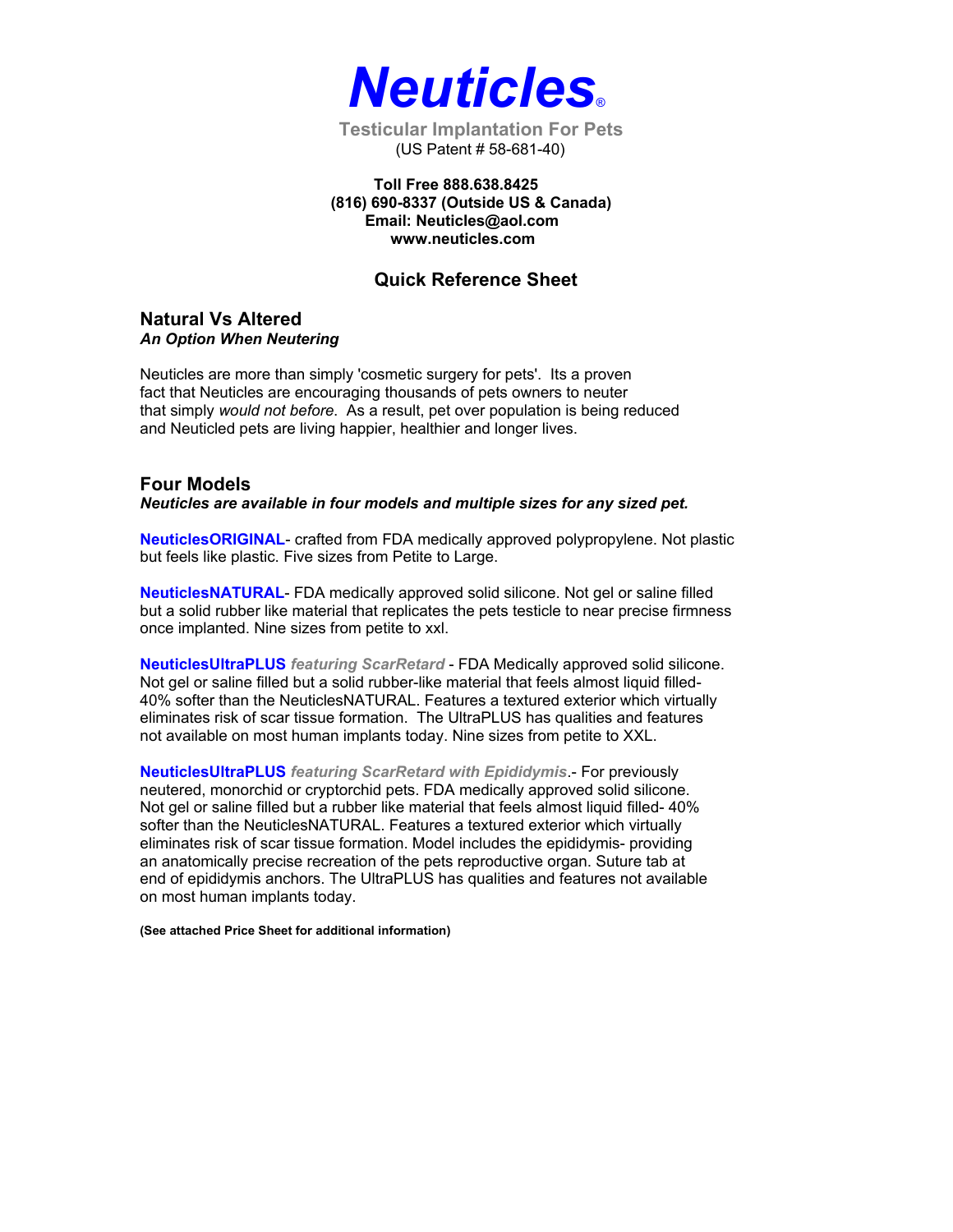# Neuticles®

**Testicular Implantation For Pets**

(US Patent # 58-681-40)

**Toll Free 888.638.8425**
**(816) 690-8337 (Outside US & Canada)**
**Email: Neuticles@aol.com**
**www.neuticles.com**

## Quick Reference Sheet

### Natural Vs Altered

***An Option When Neutering***

Neuticles are more than simply 'cosmetic surgery for pets'. Its a proven fact that Neuticles are encouraging thousands of pets owners to neuter that simply *would not before*. As a result, pet over population is being reduced and Neuticled pets are living happier, healthier and longer lives.

### Four Models

***Neuticles are available in four models and multiple sizes for any sized pet.***

**NeuticlesORIGINAL**- crafted from FDA medically approved polypropylene. Not plastic but feels like plastic. Five sizes from Petite to Large.

**NeuticlesNATURAL**- FDA medically approved solid silicone. Not gel or saline filled but a solid rubber like material that replicates the pets testicle to near precise firmness once implanted. Nine sizes from petite to xxl.

**NeuticlesUltraPLUS** ***featuring ScarRetard*** - FDA Medically approved solid silicone. Not gel or saline filled but a solid rubber-like material that feels almost liquid filled- 40% softer than the NeuticlesNATURAL. Features a textured exterior which virtually eliminates risk of scar tissue formation. The UltraPLUS has qualities and features not available on most human implants today. Nine sizes from petite to XXL.

**NeuticlesUltraPLUS** ***featuring ScarRetard with Epididymis***.- For previously neutered, monorchid or cryptorchid pets. FDA medically approved solid silicone. Not gel or saline filled but a rubber like material that feels almost liquid filled- 40% softer than the NeuticlesNATURAL. Features a textured exterior which virtually eliminates risk of scar tissue formation. Model includes the epididymis- providing an anatomically precise recreation of the pets reproductive organ. Suture tab at end of epididymis anchors. The UltraPLUS has qualities and features not available on most human implants today.

**(See attached Price Sheet for additional information)**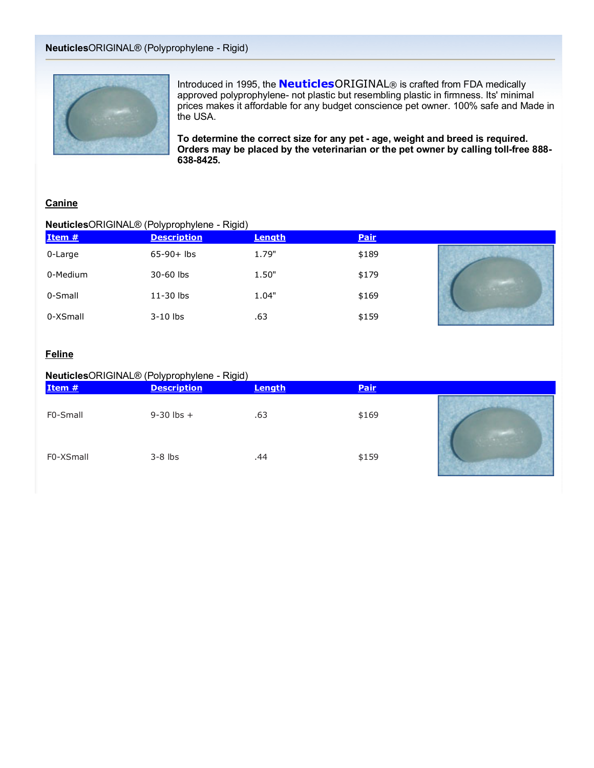## **Neuticles**ORIGINAL® (Polyprophylene - Rigid)

Introduced in 1995, the **Neuticles**ORIGINAL® is crafted from FDA medically approved polyprophylene- not plastic but resembling plastic in firmness. Its' minimal prices makes it affordable for any budget conscience pet owner. 100% safe and Made in the USA.

**To determine the correct size for any pet - age, weight and breed is required. Orders may be placed by the veterinarian or the pet owner by calling toll-free 888-638-8425.**

### Canine

**Neuticles**ORIGINAL® (Polyprophylene - Rigid)

| Item # | Description | Length | Pair |
|---|---|---|---|
| 0-Large | 65-90+ lbs | 1.79" | $189 |
| 0-Medium | 30-60 lbs | 1.50" | $179 |
| 0-Small | 11-30 lbs | 1.04" | $169 |
| 0-XSmall | 3-10 lbs | .63 | $159 |

### Feline

**Neuticles**ORIGINAL® (Polyprophylene - Rigid)

| Item # | Description | Length | Pair |
|---|---|---|---|
| F0-Small | 9-30 lbs + | .63 | $169 |
| F0-XSmall | 3-8 lbs | .44 | $159 |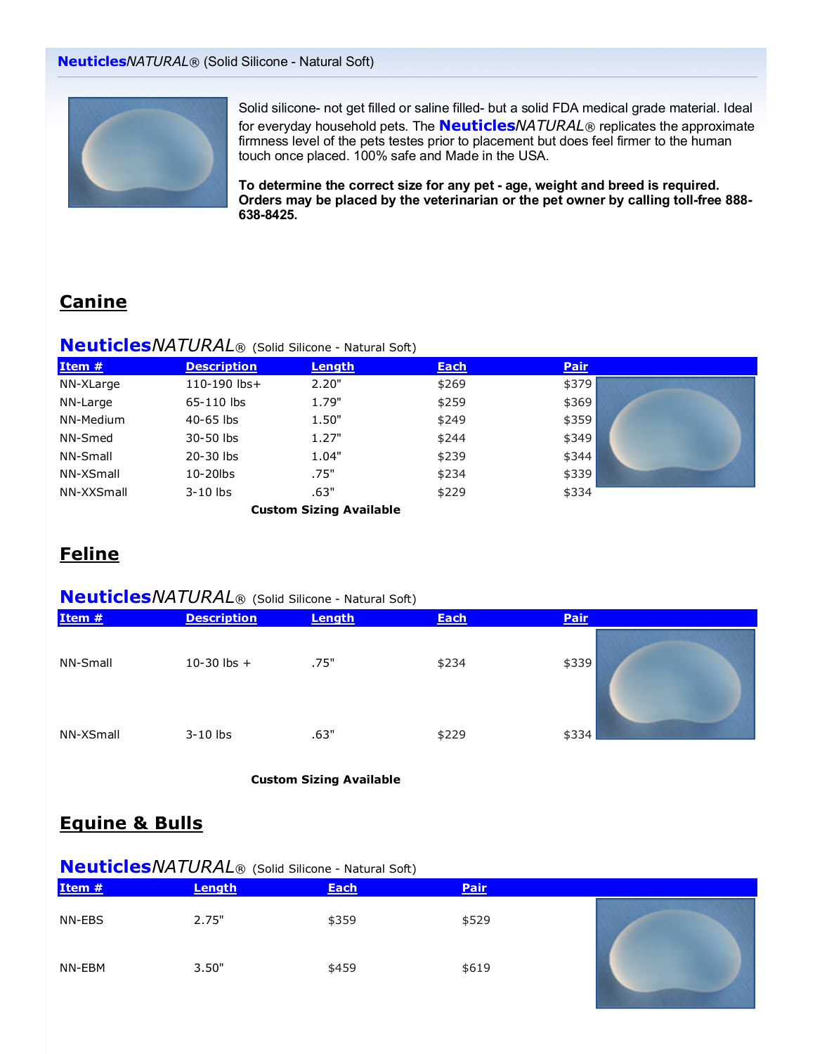## **Neuticles***NATURAL*® (Solid Silicone - Natural Soft)

Solid silicone- not get filled or saline filled- but a solid FDA medical grade material. Ideal for everyday household pets. The **Neuticles***NATURAL*® replicates the approximate firmness level of the pets testes prior to placement but does feel firmer to the human touch once placed. 100% safe and Made in the USA.

**To determine the correct size for any pet - age, weight and breed is required. Orders may be placed by the veterinarian or the pet owner by calling toll-free 888-638-8425.**

# Canine

### **Neuticles***NATURAL*® (Solid Silicone - Natural Soft)

| Item # | Description | Length | Each | Pair |
|---|---|---|---|---|
| NN-XLarge | 110-190 lbs+ | 2.20" | $269 | $379 |
| NN-Large | 65-110 lbs | 1.79" | $259 | $369 |
| NN-Medium | 40-65 lbs | 1.50" | $249 | $359 |
| NN-Smed | 30-50 lbs | 1.27" | $244 | $349 |
| NN-Small | 20-30 lbs | 1.04" | $239 | $344 |
| NN-XSmall | 10-20lbs | .75" | $234 | $339 |
| NN-XXSmall | 3-10 lbs | .63" | $229 | $334 |

**Custom Sizing Available**

# Feline

### **Neuticles***NATURAL*® (Solid Silicone - Natural Soft)

| Item # | Description | Length | Each | Pair |
|---|---|---|---|---|
| NN-Small | 10-30 lbs + | .75" | $234 | $339 |
| NN-XSmall | 3-10 lbs | .63" | $229 | $334 |

**Custom Sizing Available**

# Equine & Bulls

### **Neuticles***NATURAL*® (Solid Silicone - Natural Soft)

| Item # | Length | Each | Pair |
|---|---|---|---|
| NN-EBS | 2.75" | $359 | $529 |
| NN-EBM | 3.50" | $459 | $619 |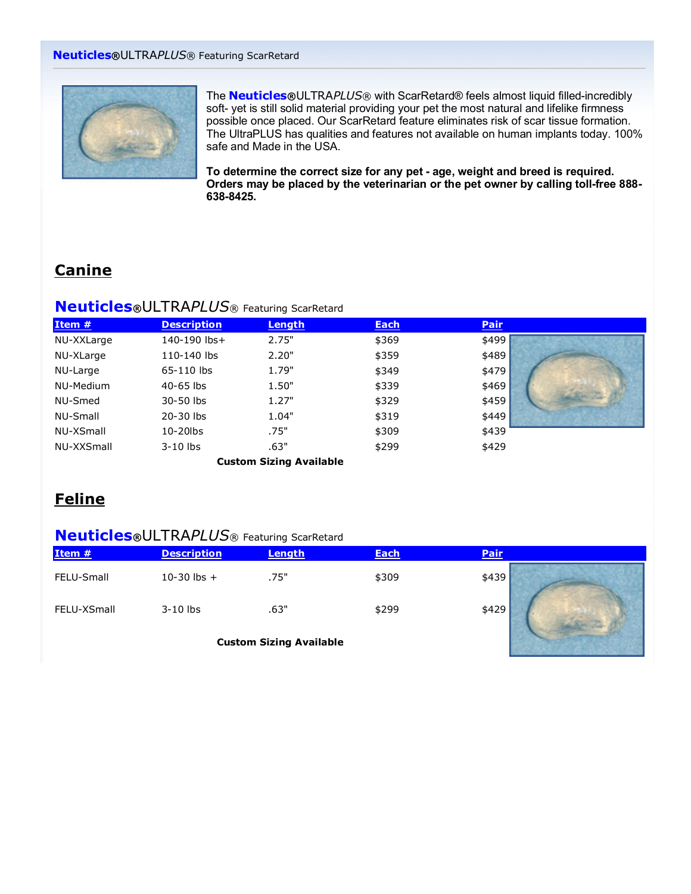**Neuticles**®ULTRA*PLUS*® Featuring ScarRetard

The **Neuticles**®ULTRA*PLUS*® with ScarRetard® feels almost liquid filled-incredibly soft- yet is still solid material providing your pet the most natural and lifelike firmness possible once placed. Our ScarRetard feature eliminates risk of scar tissue formation. The UltraPLUS has qualities and features not available on human implants today. 100% safe and Made in the USA.

**To determine the correct size for any pet - age, weight and breed is required. Orders may be placed by the veterinarian or the pet owner by calling toll-free 888-638-8425.**

## Canine

### Neuticles®ULTRA*PLUS*® Featuring ScarRetard

| Item # | Description | Length | Each | Pair |
|---|---|---|---|---|
| NU-XXLarge | 140-190 lbs+ | 2.75" | $369 | $499 |
| NU-XLarge | 110-140 lbs | 2.20" | $359 | $489 |
| NU-Large | 65-110 lbs | 1.79" | $349 | $479 |
| NU-Medium | 40-65 lbs | 1.50" | $339 | $469 |
| NU-Smed | 30-50 lbs | 1.27" | $329 | $459 |
| NU-Small | 20-30 lbs | 1.04" | $319 | $449 |
| NU-XSmall | 10-20lbs | .75" | $309 | $439 |
| NU-XXSmall | 3-10 lbs | .63" | $299 | $429 |

**Custom Sizing Available**

## Feline

### Neuticles®ULTRA*PLUS*® Featuring ScarRetard

| Item # | Description | Length | Each | Pair |
|---|---|---|---|---|
| FELU-Small | 10-30 lbs + | .75" | $309 | $439 |
| FELU-XSmall | 3-10 lbs | .63" | $299 | $429 |

**Custom Sizing Available**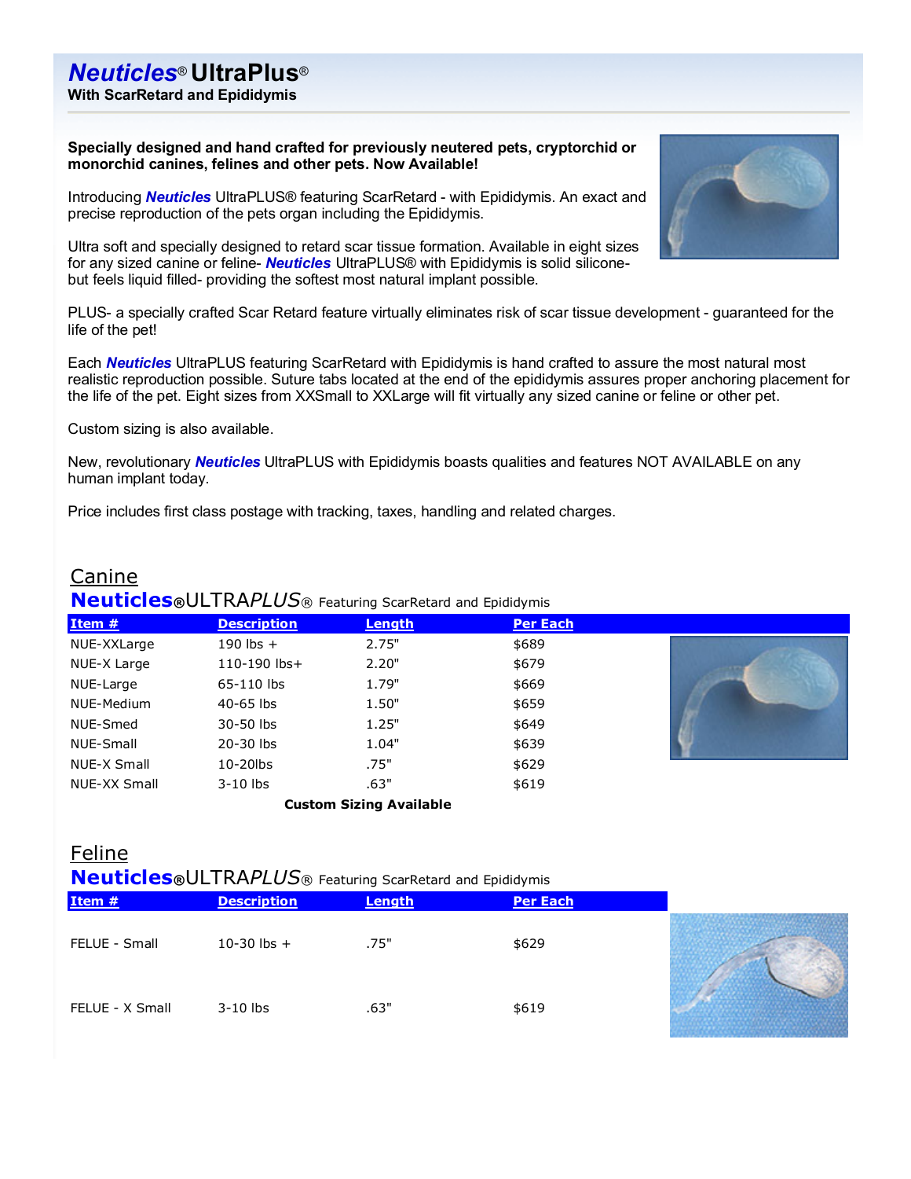# ***Neuticles***® UltraPlus®

**With ScarRetard and Epididymis**

**Specially designed and hand crafted for previously neutered pets, cryptorchid or monorchid canines, felines and other pets. Now Available!**

Introducing ***Neuticles*** UltraPLUS® featuring ScarRetard - with Epididymis. An exact and precise reproduction of the pets organ including the Epididymis.

Ultra soft and specially designed to retard scar tissue formation. Available in eight sizes for any sized canine or feline- ***Neuticles*** UltraPLUS® with Epididymis is solid silicone- but feels liquid filled- providing the softest most natural implant possible.

PLUS- a specially crafted Scar Retard feature virtually eliminates risk of scar tissue development - guaranteed for the life of the pet!

Each ***Neuticles*** UltraPLUS featuring ScarRetard with Epididymis is hand crafted to assure the most natural most realistic reproduction possible. Suture tabs located at the end of the epididymis assures proper anchoring placement for the life of the pet. Eight sizes from XXSmall to XXLarge will fit virtually any sized canine or feline or other pet.

Custom sizing is also available.

New, revolutionary ***Neuticles*** UltraPLUS with Epididymis boasts qualities and features NOT AVAILABLE on any human implant today.

Price includes first class postage with tracking, taxes, handling and related charges.

## Canine

**Neuticles**®ULTRA*PLUS*® Featuring ScarRetard and Epididymis

| Item # | Description | Length | Per Each |
|---|---|---|---|
| NUE-XXLarge | 190 lbs + | 2.75" | $689 |
| NUE-X Large | 110-190 lbs+ | 2.20" | $679 |
| NUE-Large | 65-110 lbs | 1.79" | $669 |
| NUE-Medium | 40-65 lbs | 1.50" | $659 |
| NUE-Smed | 30-50 lbs | 1.25" | $649 |
| NUE-Small | 20-30 lbs | 1.04" | $639 |
| NUE-X Small | 10-20lbs | .75" | $629 |
| NUE-XX Small | 3-10 lbs | .63" | $619 |

**Custom Sizing Available**

## Feline

**Neuticles**®ULTRA*PLUS*® Featuring ScarRetard and Epididymis

| Item # | Description | Length | Per Each |
|---|---|---|---|
| FELUE - Small | 10-30 lbs + | .75" | $629 |
| FELUE - X Small | 3-10 lbs | .63" | $619 |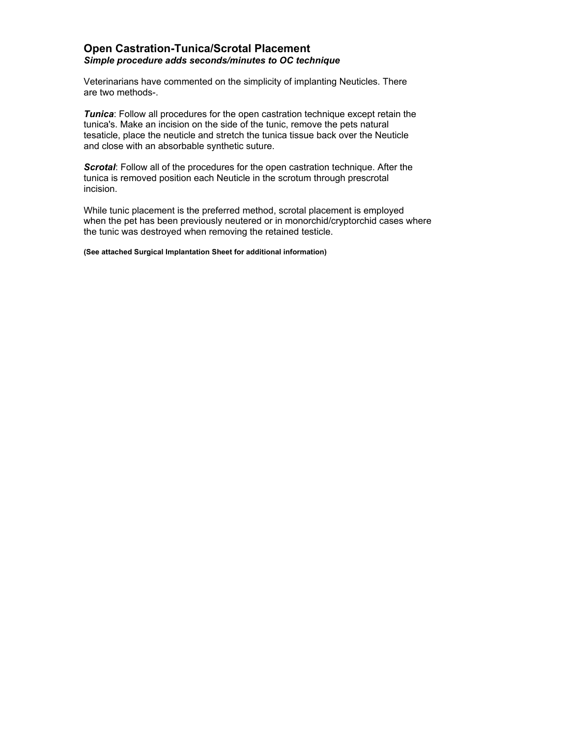## Open Castration-Tunica/Scrotal Placement

***Simple procedure adds seconds/minutes to OC technique***

Veterinarians have commented on the simplicity of implanting Neuticles. There are two methods-.

***Tunica***: Follow all procedures for the open castration technique except retain the tunica's. Make an incision on the side of the tunic, remove the pets natural tesaticle, place the neuticle and stretch the tunica tissue back over the Neuticle and close with an absorbable synthetic suture.

***Scrotal***: Follow all of the procedures for the open castration technique. After the tunica is removed position each Neuticle in the scrotum through prescrotal incision.

While tunic placement is the preferred method, scrotal placement is employed when the pet has been previously neutered or in monorchid/cryptorchid cases where the tunic was destroyed when removing the retained testicle.

**(See attached Surgical Implantation Sheet for additional information)**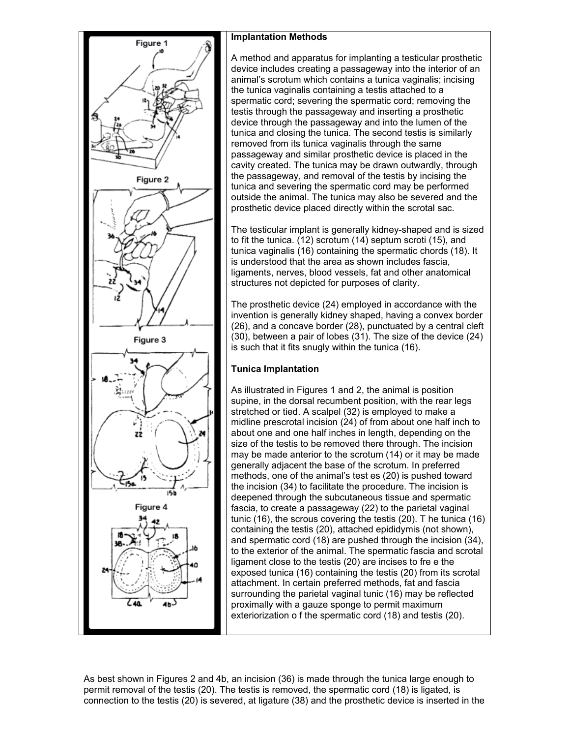Figure 1

Figure 2

Figure 3

Figure 4

### Implantation Methods

A method and apparatus for implanting a testicular prosthetic device includes creating a passageway into the interior of an animal's scrotum which contains a tunica vaginalis; incising the tunica vaginalis containing a testis attached to a spermatic cord; severing the spermatic cord; removing the testis through the passageway and inserting a prosthetic device through the passageway and into the lumen of the tunica and closing the tunica. The second testis is similarly removed from its tunica vaginalis through the same passageway and similar prosthetic device is placed in the cavity created. The tunica may be drawn outwardly, through the passageway, and removal of the testis by incising the tunica and severing the spermatic cord may be performed outside the animal. The tunica may also be severed and the prosthetic device placed directly within the scrotal sac.

The testicular implant is generally kidney-shaped and is sized to fit the tunica. (12) scrotum (14) septum scroti (15), and tunica vaginalis (16) containing the spermatic chords (18). It is understood that the area as shown includes fascia, ligaments, nerves, blood vessels, fat and other anatomical structures not depicted for purposes of clarity.

The prosthetic device (24) employed in accordance with the invention is generally kidney shaped, having a convex border (26), and a concave border (28), punctuated by a central cleft (30), between a pair of lobes (31). The size of the device (24) is such that it fits snugly within the tunica (16).

### Tunica Implantation

As illustrated in Figures 1 and 2, the animal is position supine, in the dorsal recumbent position, with the rear legs stretched or tied. A scalpel (32) is employed to make a midline prescrotal incision (24) of from about one half inch to about one and one half inches in length, depending on the size of the testis to be removed there through. The incision may be made anterior to the scrotum (14) or it may be made generally adjacent the base of the scrotum. In preferred methods, one of the animal's test es (20) is pushed toward the incision (34) to facilitate the procedure. The incision is deepened through the subcutaneous tissue and spermatic fascia, to create a passageway (22) to the parietal vaginal tunic (16), the scrous covering the testis (20). T he tunica (16) containing the testis (20), attached epididymis (not shown), and spermatic cord (18) are pushed through the incision (34), to the exterior of the animal. The spermatic fascia and scrotal ligament close to the testis (20) are incises to fre e the exposed tunica (16) containing the testis (20) from its scrotal attachment. In certain preferred methods, fat and fascia surrounding the parietal vaginal tunic (16) may be reflected proximally with a gauze sponge to permit maximum exteriorization o f the spermatic cord (18) and testis (20).

As best shown in Figures 2 and 4b, an incision (36) is made through the tunica large enough to permit removal of the testis (20). The testis is removed, the spermatic cord (18) is ligated, is connection to the testis (20) is severed, at ligature (38) and the prosthetic device is inserted in the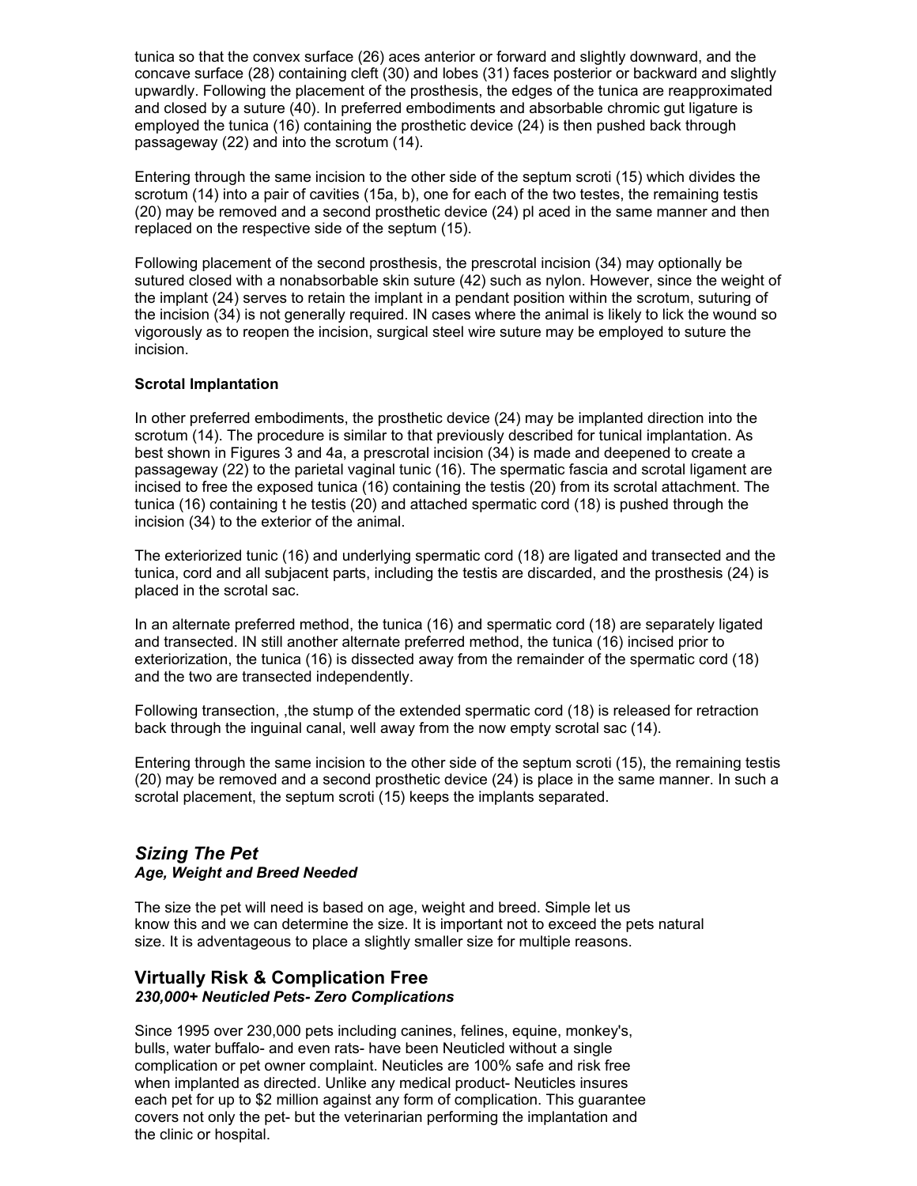tunica so that the convex surface (26) aces anterior or forward and slightly downward, and the concave surface (28) containing cleft (30) and lobes (31) faces posterior or backward and slightly upwardly. Following the placement of the prosthesis, the edges of the tunica are reapproximated and closed by a suture (40). In preferred embodiments and absorbable chromic gut ligature is employed the tunica (16) containing the prosthetic device (24) is then pushed back through passageway (22) and into the scrotum (14).

Entering through the same incision to the other side of the septum scroti (15) which divides the scrotum (14) into a pair of cavities (15a, b), one for each of the two testes, the remaining testis (20) may be removed and a second prosthetic device (24) pl aced in the same manner and then replaced on the respective side of the septum (15).

Following placement of the second prosthesis, the prescrotal incision (34) may optionally be sutured closed with a nonabsorbable skin suture (42) such as nylon. However, since the weight of the implant (24) serves to retain the implant in a pendant position within the scrotum, suturing of the incision (34) is not generally required. IN cases where the animal is likely to lick the wound so vigorously as to reopen the incision, surgical steel wire suture may be employed to suture the incision.

**Scrotal Implantation**

In other preferred embodiments, the prosthetic device (24) may be implanted direction into the scrotum (14). The procedure is similar to that previously described for tunical implantation. As best shown in Figures 3 and 4a, a prescrotal incision (34) is made and deepened to create a passageway (22) to the parietal vaginal tunic (16). The spermatic fascia and scrotal ligament are incised to free the exposed tunica (16) containing the testis (20) from its scrotal attachment. The tunica (16) containing t he testis (20) and attached spermatic cord (18) is pushed through the incision (34) to the exterior of the animal.

The exteriorized tunic (16) and underlying spermatic cord (18) are ligated and transected and the tunica, cord and all subjacent parts, including the testis are discarded, and the prosthesis (24) is placed in the scrotal sac.

In an alternate preferred method, the tunica (16) and spermatic cord (18) are separately ligated and transected. IN still another alternate preferred method, the tunica (16) incised prior to exteriorization, the tunica (16) is dissected away from the remainder of the spermatic cord (18) and the two are transected independently.

Following transection, ,the stump of the extended spermatic cord (18) is released for retraction back through the inguinal canal, well away from the now empty scrotal sac (14).

Entering through the same incision to the other side of the septum scroti (15), the remaining testis (20) may be removed and a second prosthetic device (24) is place in the same manner. In such a scrotal placement, the septum scroti (15) keeps the implants separated.

## *Sizing The Pet*

***Age, Weight and Breed Needed***

The size the pet will need is based on age, weight and breed. Simple let us know this and we can determine the size. It is important not to exceed the pets natural size. It is adventageous to place a slightly smaller size for multiple reasons.

## Virtually Risk & Complication Free

***230,000+ Neuticled Pets- Zero Complications***

Since 1995 over 230,000 pets including canines, felines, equine, monkey's, bulls, water buffalo- and even rats- have been Neuticled without a single complication or pet owner complaint. Neuticles are 100% safe and risk free when implanted as directed. Unlike any medical product- Neuticles insures each pet for up to $2 million against any form of complication. This guarantee covers not only the pet- but the veterinarian performing the implantation and the clinic or hospital.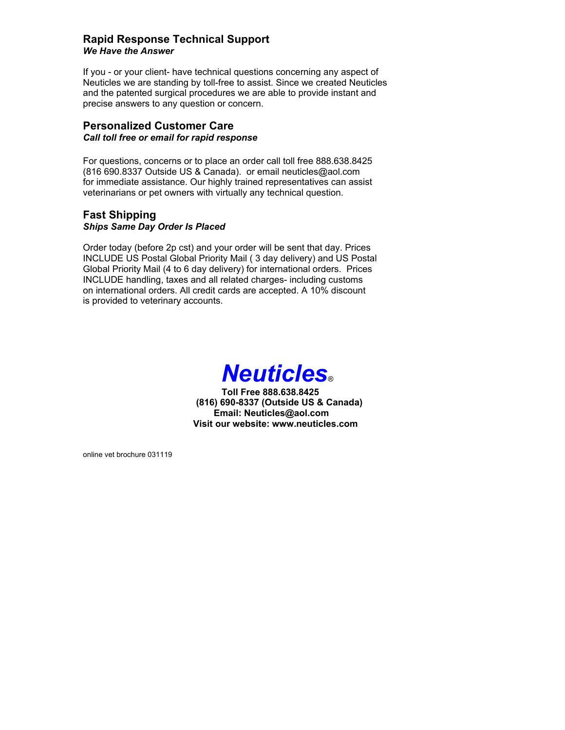## Rapid Response Technical Support

***We Have the Answer***

If you - or your client- have technical questions concerning any aspect of Neuticles we are standing by toll-free to assist. Since we created Neuticles and the patented surgical procedures we are able to provide instant and precise answers to any question or concern.

## Personalized Customer Care

***Call toll free or email for rapid response***

For questions, concerns or to place an order call toll free 888.638.8425 (816 690.8337 Outside US & Canada).  or email neuticles@aol.com for immediate assistance. Our highly trained representatives can assist veterinarians or pet owners with virtually any technical question.

## Fast Shipping

***Ships Same Day Order Is Placed***

Order today (before 2p cst) and your order will be sent that day. Prices INCLUDE US Postal Global Priority Mail ( 3 day delivery) and US Postal Global Priority Mail (4 to 6 day delivery) for international orders.  Prices INCLUDE handling, taxes and all related charges- including customs on international orders. All credit cards are accepted. A 10% discount is provided to veterinary accounts.

***Neuticles***®

**Toll Free 888.638.8425**
**(816) 690-8337 (Outside US & Canada)**
**Email: Neuticles@aol.com**
**Visit our website: www.neuticles.com**

online vet brochure 031119